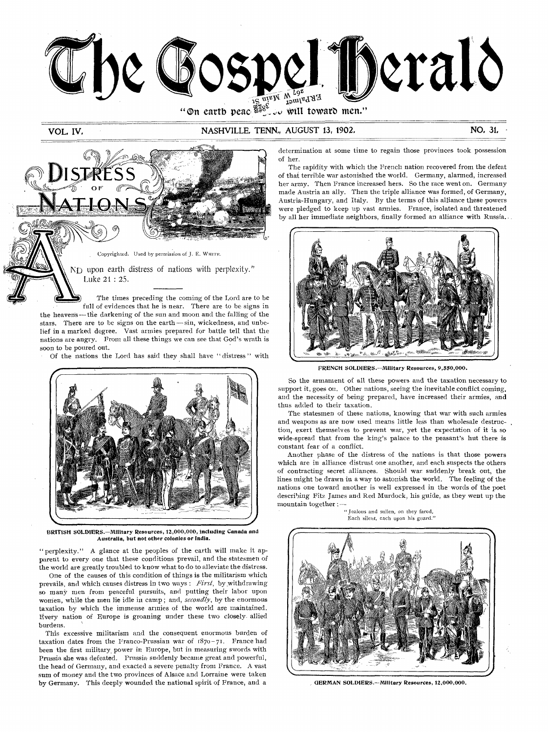# The Gospel Herald

"On earth peace, good will toward men."

VOL. IV. NASHVILLE, TENN., AUGUST 13, 1902. NO. 31.

## DISTRESS OF NATIONS

Copyrighted. Used by permission of J. E. WHITE.

"AND upon earth distress of nations with perplexity." Luke 21 : 25.

The times preceding the coming of the Lord are to be full of evidences that he is near. There are to be signs in the heavens — the darkening of the sun and moon and the falling of the stars. There are to be signs on the earth — sin, wickedness, and unbelief in a marked degree. Vast armies prepared for battle tell that the nations are angry. From all these things we can see that God's wrath is soon to be poured out.

Of the nations the Lord has said they shall have "distress" with "perplexity." A glance at the peoples of the earth will make it apparent to every one that these conditions prevail, and the statesmen of the world are greatly troubled to know what to do to alleviate the distress.

BRITISH SOLDIERS.—Military Resources, 12,000,000, including Canada and Australia, but not other colonies or India.

One of the causes of this condition of things is the militarism which prevails, and which causes distress in two ways: *First*, by withdrawing so many men from peaceful pursuits, and putting their labor upon women, while the men lie idle in camp; and, *secondly*, by the enormous taxation by which the immense armies of the world are maintained. Every nation of Europe is groaning under these two closely allied burdens.

This excessive militarism and the consequent enormous burden of taxation dates from the Franco-Prussian war of 1870–71. France had been the first military power in Europe, but in measuring swords with Prussia she was defeated. Prussia suddenly became great and powerful, the head of Germany, and exacted a severe penalty from France. A vast sum of money and the two provinces of Alsace and Lorraine were taken by Germany. This deeply wounded the national spirit of France, and a determination at some time to regain those provinces took possession of her.

The rapidity with which the French nation recovered from the defeat of that terrible war astonished the world. Germany, alarmed, increased her army. Then France increased hers. So the race went on. Germany made Austria an ally. Then the triple alliance was formed, of Germany, Austria-Hungary, and Italy. By the terms of this alliance these powers were pledged to keep up vast armies. France, isolated and threatened by all her immediate neighbors, finally formed an alliance with Russia.

FRENCH SOLDIERS.—Military Resources, 9,550,000.

So the armament of all these powers and the taxation necessary to support it, goes on. Other nations, seeing the inevitable conflict coming, and the necessity of being prepared, have increased their armies, and thus added to their taxation.

The statesmen of these nations, knowing that war with such armies and weapons as are now used means little less than wholesale destruction, exert themselves to prevent war, yet the expectation of it is so wide-spread that from the king's palace to the peasant's hut there is constant fear of a conflict.

Another phase of the distress of the nations is that those powers which are in alliance distrust one another, and each suspects the others of contracting secret alliances. Should war suddenly break out, the lines might be drawn in a way to astonish the world. The feeling of the nations one toward another is well expressed in the words of the poet describing Fitz James and Red Murdock, his guide, as they went up the mountain together: —

> "Jealous and sullen, on they fared,
> Each silent, each upon his guard."

GERMAN SOLDIERS.—Military Resources, 12,000,000.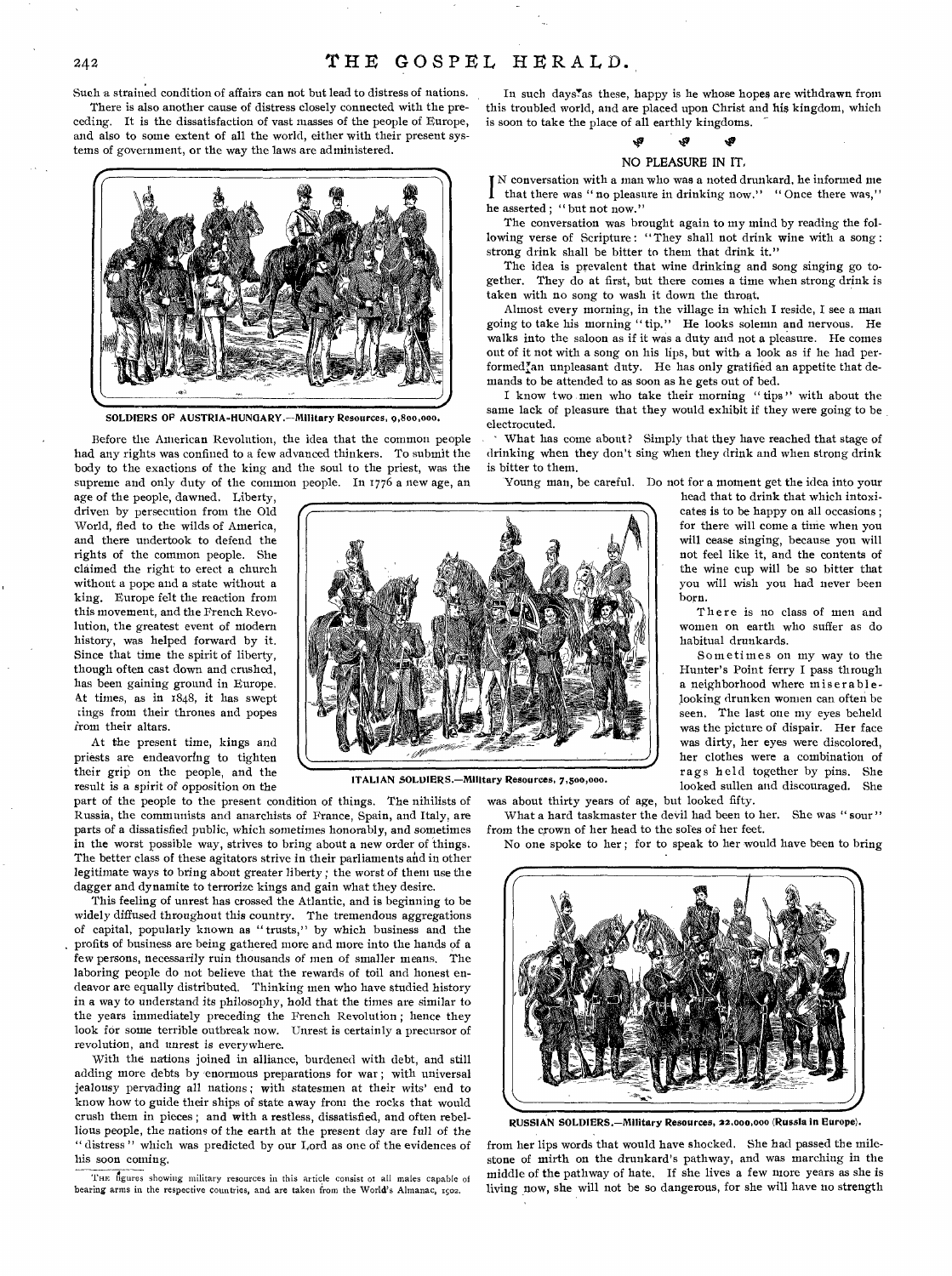Such a strained condition of affairs can not but lead to distress of nations.

There is also another cause of distress closely connected with the preceding. It is the dissatisfaction of vast masses of the people of Europe, and also to some extent of all the world, either with their present systems of government, or the way the laws are administered.

SOLDIERS OF AUSTRIA-HUNGARY.—Military Resources, 9,800,000.

Before the American Revolution, the idea that the common people had any rights was confined to a few advanced thinkers. To submit the body to the exactions of the king and the soul to the priest, was the supreme and only duty of the common people. In 1776 a new age, an age of the people, dawned. Liberty, driven by persecution from the Old World, fled to the wilds of America, and there undertook to defend the rights of the common people. She claimed the right to erect a church without a pope and a state without a king. Europe felt the reaction from this movement, and the French Revolution, the greatest event of modern history, was helped forward by it. Since that time the spirit of liberty, though often cast down and crushed, has been gaining ground in Europe. At times, as in 1848, it has swept kings from their thrones and popes from their altars.

At the present time, kings and priests are endeavoring to tighten their grip on the people, and the result is a spirit of opposition on the part of the people to the present condition of things. The nihilists of Russia, the communists and anarchists of France, Spain, and Italy, are parts of a dissatisfied public, which sometimes honorably, and sometimes in the worst possible way, strives to bring about a new order of things. The better class of these agitators strive in their parliaments and in other legitimate ways to bring about greater liberty; the worst of them use the dagger and dynamite to terrorize kings and gain what they desire.

ITALIAN SOLDIERS.—Military Resources, 7,500,000.

This feeling of unrest has crossed the Atlantic, and is beginning to be widely diffused throughout this country. The tremendous aggregations of capital, popularly known as "trusts," by which business and the profits of business are being gathered more and more into the hands of a few persons, necessarily ruin thousands of men of smaller means. The laboring people do not believe that the rewards of toil and honest endeavor are equally distributed. Thinking men who have studied history in a way to understand its philosophy, hold that the times are similar to the years immediately preceding the French Revolution; hence they look for some terrible outbreak now. Unrest is certainly a precursor of revolution, and unrest is everywhere.

With the nations joined in alliance, burdened with debt, and still adding more debts by enormous preparations for war; with universal jealousy pervading all nations; with statesmen at their wits' end to know how to guide their ships of state away from the rocks that would crush them in pieces; and with a restless, dissatisfied, and often rebellious people, the nations of the earth at the present day are full of the "distress" which was predicted by our Lord as one of the evidences of his soon coming.

THE figures showing military resources in this article consist of all males capable of bearing arms in the respective countries, and are taken from the World's Almanac, 1902.

In such days as these, happy is he whose hopes are withdrawn from this troubled world, and are placed upon Christ and his kingdom, which is soon to take the place of all earthly kingdoms.

## NO PLEASURE IN IT.

IN conversation with a man who was a noted drunkard, he informed me that there was "no pleasure in drinking now." "Once there was," he asserted; "but not now."

The conversation was brought again to my mind by reading the following verse of Scripture: "They shall not drink wine with a song: strong drink shall be bitter to them that drink it."

The idea is prevalent that wine drinking and song singing go together. They do at first, but there comes a time when strong drink is taken with no song to wash it down the throat.

Almost every morning, in the village in which I reside, I see a man going to take his morning "tip." He looks solemn and nervous. He walks into the saloon as if it was a duty and not a pleasure. He comes out of it not with a song on his lips, but with a look as if he had performed an unpleasant duty. He has only gratified an appetite that demands to be attended to as soon as he gets out of bed.

I know two men who take their morning "tips" with about the same lack of pleasure that they would exhibit if they were going to be electrocuted.

What has come about? Simply that they have reached that stage of drinking when they don't sing when they drink and when strong drink is bitter to them.

Young man, be careful. Do not for a moment get the idea into your head that to drink that which intoxicates is to be happy on all occasions; for there will come a time when you will cease singing, because you will not feel like it, and the contents of the wine cup will be so bitter that you will wish you had never been born.

There is no class of men and women on earth who suffer as do habitual drunkards.

Sometimes on my way to the Hunter's Point ferry I pass through a neighborhood where miserable-looking drunken women can often be seen. The last one my eyes beheld was the picture of dispair. Her face was dirty, her eyes were discolored, her clothes were a combination of rags held together by pins. She looked sullen and discouraged. She was about thirty years of age, but looked fifty.

What a hard taskmaster the devil had been to her. She was "sour" from the crown of her head to the soles of her feet.

No one spoke to her; for to speak to her would have been to bring from her lips words that would have shocked. She had passed the milestone of mirth on the drunkard's pathway, and was marching in the middle of the pathway of hate. If she lives a few more years as she is living now, she will not be so dangerous, for she will have no strength

RUSSIAN SOLDIERS.—Military Resources, 22,000,000 (Russia in Europe).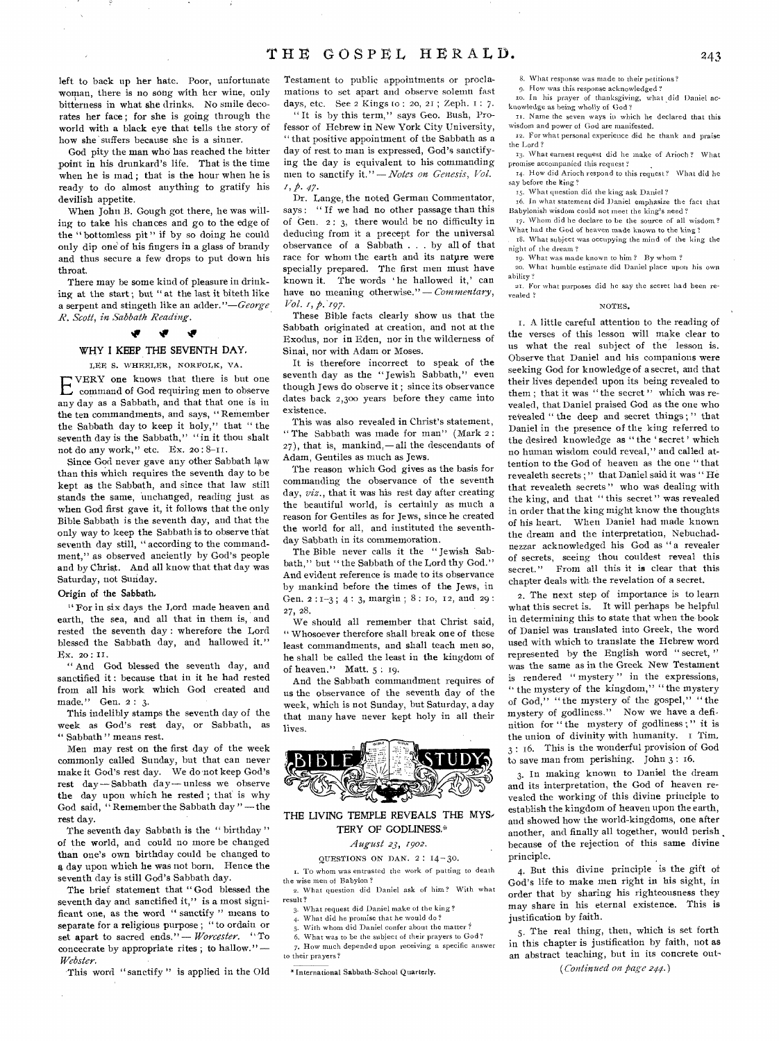left to back up her hate. Poor, unfortunate woman, there is no song with her wine, only bitterness in what she drinks. No smile decorates her face; for she is going through the world with a black eye that tells the story of how she suffers because she is a sinner.

God pity the man who has reached the bitter point in his drunkard's life. That is the time when he is mad; that is the hour when he is ready to do almost anything to gratify his devilish appetite.

When John B. Gough got there, he was willing to take his chances and go to the edge of the "bottomless pit" if by so doing he could only dip one of his fingers in a glass of brandy and thus secure a few drops to put down his throat.

There may be some kind of pleasure in drinking at the start; but "at the last it biteth like a serpent and stingeth like an adder."—*George R. Scott, in Sabbath Reading.*

## WHY I KEEP THE SEVENTH DAY.

LEE S. WHEELER, NORFOLK, VA.

EVERY one knows that there is but one command of God requiring men to observe any day as a Sabbath, and that that one is in the ten commandments, and says, "Remember the Sabbath day to keep it holy," that "the seventh day is the Sabbath," "in it thou shalt not do any work," etc. Ex. 20: 8–11.

Since God never gave any other Sabbath law than this which requires the seventh day to be kept as the Sabbath, and since that law still stands the same, unchanged, reading just as when God first gave it, it follows that the only Bible Sabbath is the seventh day, and that the only way to keep the Sabbath is to observe that seventh day still, "according to the commandment," as observed anciently by God's people and by Christ. And all know that that day was Saturday, not Sunday.

**Origin of the Sabbath.**

"For in six days the Lord made heaven and earth, the sea, and all that in them is, and rested the seventh day: wherefore the Lord blessed the Sabbath day, and hallowed it." Ex. 20: 11.

"And God blessed the seventh day, and sanctified it: because that in it he had rested from all his work which God created and made." Gen. 2: 3.

This indelibly stamps the seventh day of the week as God's rest day, or Sabbath, as "Sabbath" means rest.

Men may rest on the first day of the week commonly called Sunday, but that can never make it God's rest day. We do not keep God's rest day—Sabbath day—unless we observe the day upon which he rested; that is why God said, "Remember the Sabbath day"—the rest day.

The seventh day Sabbath is the "birthday" of the world, and could no more be changed than one's own birthday could be changed to a day upon which he was not born. Hence the seventh day is still God's Sabbath day.

The brief statement that "God blessed the seventh day and sanctified it," is a most significant one, as the word "sanctify" means to separate for a religious purpose; "to ordain or set apart to sacred ends."—*Worcester.* "To concecrate by appropriate rites; to hallow."—*Webster.*

This word "sanctify" is applied in the Old Testament to public appointments or proclamations to set apart and observe solemn fast days, etc. See 2 Kings 10: 20, 21; Zeph. 1: 7.

"It is by this term," says Geo. Bush, Professor of Hebrew in New York City University, "that positive appointment of the Sabbath as a day of rest to man is expressed, God's sanctifying the day is equivalent to his commanding men to sanctify it."—*Notes on Genesis, Vol. 1, p. 47.*

Dr. Lange, the noted German Commentator, says: "If we had no other passage than this of Gen. 2: 3, there would be no difficulty in deducing from it a precept for the universal observance of a Sabbath . . . by all of that race for whom the earth and its nature were specially prepared. The first men must have known it. The words 'he hallowed it,' can have no meaning otherwise."—*Commentary, Vol. 1, p. 197.*

These Bible facts clearly show us that the Sabbath originated at creation, and not at the Exodus, nor in Eden, nor in the wilderness of Sinai, nor with Adam or Moses.

It is therefore incorrect to speak of the seventh day as the "Jewish Sabbath," even though Jews do observe it; since its observance dates back 2,300 years before they came into existence.

This was also revealed in Christ's statement, "The Sabbath was made for man" (Mark 2: 27), that is, mankind,—all the descendants of Adam, Gentiles as much as Jews.

The reason which God gives as the basis for commanding the observance of the seventh day, *viz.*, that it was his rest day after creating the beautiful world, is certainly as much a reason for Gentiles as for Jews, since he created the world for all, and instituted the seventh-day Sabbath in its commemoration.

The Bible never calls it the "Jewish Sabbath," but "the Sabbath of the Lord thy God." And evident reference is made to its observance by mankind before the times of the Jews, in Gen. 2: 1–3; 4: 3, margin; 8: 10, 12, and 29: 27, 28.

We should all remember that Christ said, "Whosoever therefore shall break one of these least commandments, and shall teach men so, he shall be called the least in the kingdom of heaven." Matt. 5: 19.

And the Sabbath commandment requires of us the observance of the seventh day of the week, which is not Sunday, but Saturday, a day that many have never kept holy in all their lives.

## BIBLE STUDY

## THE LIVING TEMPLE REVEALS THE MYSTERY OF GODLINESS.*

*August 23, 1902.*

QUESTIONS ON DAN. 2: 14–30.

1. To whom was entrusted the work of putting to death the wise men of Babylon?
2. What question did Daniel ask of him? With what result?
3. What request did Daniel make of the king?
4. What did he promise that he would do?
5. With whom did Daniel confer about the matter?
6. What was to be the subject of their prayers to God?
7. How much depended upon receiving a specific answer to their prayers?
8. What response was made to their petitions?
9. How was this response acknowledged?
10. In his prayer of thanksgiving, what did Daniel acknowledge as being wholly of God?
11. Name the seven ways in which he declared that this wisdom and power of God are manifested.
12. For what personal experience did he thank and praise the Lord?
13. What earnest request did he make of Arioch? What promise accompanied this request?
14. How did Arioch respond to this request? What did he say before the king?
15. What question did the king ask Daniel?
16. In what statement did Daniel emphasize the fact that Babylonish wisdom could not meet the king's need?
17. Whom did he declare to be the source of all wisdom? What had the God of heaven made known to the king?
18. What subject was occupying the mind of the king the night of the dream?
19. What was made known to him? By whom?
20. What humble estimate did Daniel place upon his own ability?
21. For what purposes did he say the secret had been revealed?

\* International Sabbath-School Quarterly.

NOTES.

1. A little careful attention to the reading of the verses of this lesson will make clear to us what the real subject of the lesson is. Observe that Daniel and his companions were seeking God for knowledge of a secret, and that their lives depended upon its being revealed to them; that it was "the secret" which was revealed, that Daniel praised God as the one who revealed "the deep and secret things;" that Daniel in the presence of the king referred to the desired knowledge as "the 'secret' which no human wisdom could reveal," and called attention to the God of heaven as the one "that revealeth secrets;" that Daniel said it was "He that revealeth secrets" who was dealing with the king, and that "this secret" was revealed in order that the king might know the thoughts of his heart. When Daniel had made known the dream and the interpretation, Nebuchadnezzar acknowledged his God as "a revealer of secrets, seeing thou couldest reveal this secret." From all this it is clear that this chapter deals with the revelation of a secret.

2. The next step of importance is to learn what this secret is. It will perhaps be helpful in determining this to state that when the book of Daniel was translated into Greek, the word used with which to translate the Hebrew word represented by the English word "secret," was the same as in the Greek New Testament is rendered "mystery" in the expressions, "the mystery of the kingdom," "the mystery of God," "the mystery of the gospel," "the mystery of godliness." Now we have a definition for "the mystery of godliness;" it is the union of divinity with humanity. 1 Tim. 3: 16. This is the wonderful provision of God to save man from perishing. John 3: 16.

3. In making known to Daniel the dream and its interpretation, the God of heaven revealed the working of this divine principle to establish the kingdom of heaven upon the earth, and showed how the world-kingdoms, one after another, and finally all together, would perish because of the rejection of this same divine principle.

4. But this divine principle is the gift of God's life to make men right in his sight, in order that by sharing his righteousness they may share in his eternal existence. This is justification by faith.

5. The real thing, then, which is set forth in this chapter is justification by faith, not as an abstract teaching, but in its concrete out-

(*Continued on page 244.*)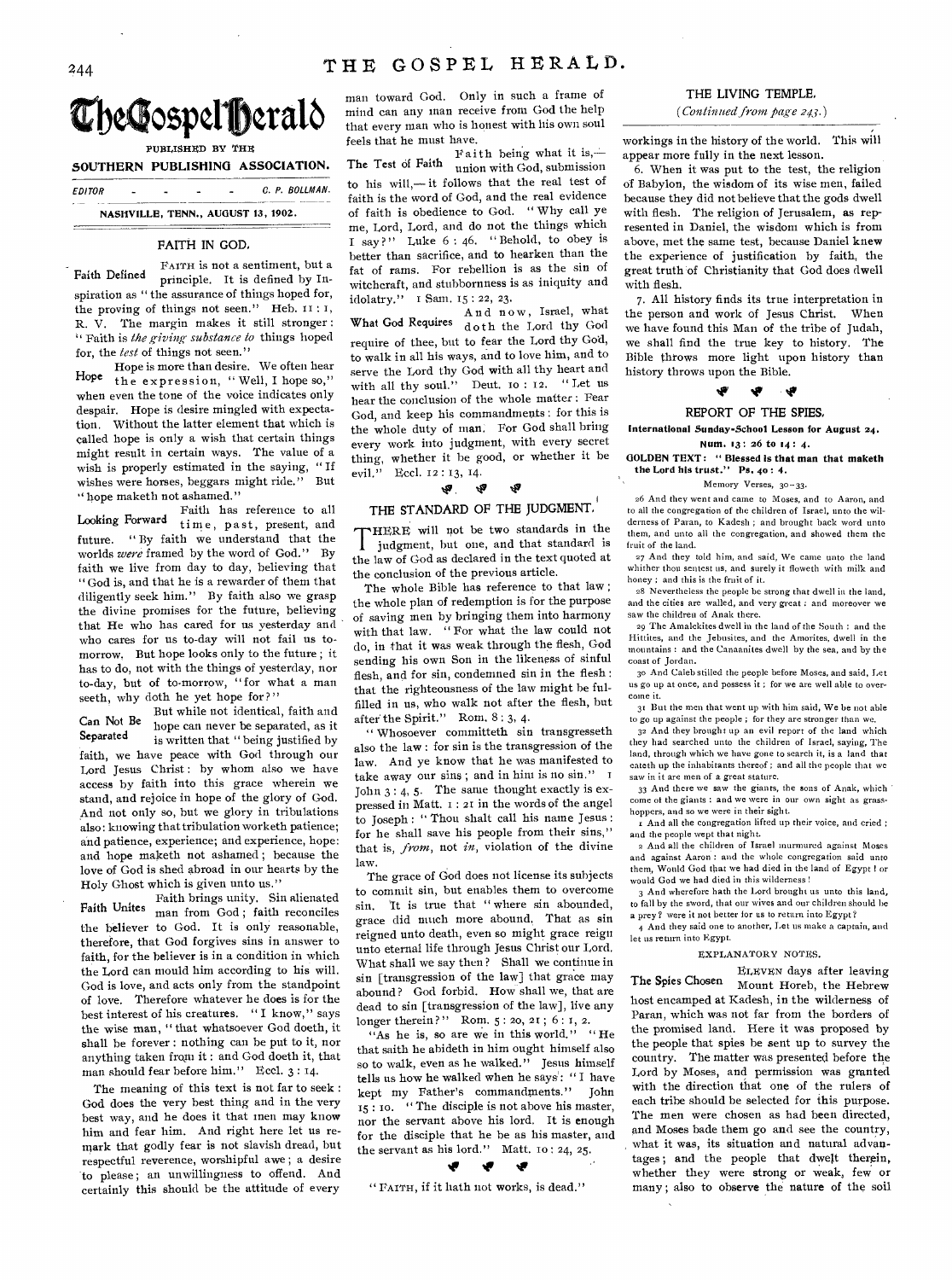# The Gospel Herald

PUBLISHED BY THE

**SOUTHERN PUBLISHING ASSOCIATION.**

EDITOR - - - - - C. P. BOLLMAN.

NASHVILLE, TENN., AUGUST 13, 1902.

## FAITH IN GOD.

**Faith Defined** FAITH is not a sentiment, but a principle. It is defined by Inspiration as "the assurance of things hoped for, the proving of things not seen." Heb. 11 : 1, R. V. The margin makes it still stronger: "Faith is *the giving substance to* things hoped for, the *test* of things not seen."

**Hope** Hope is more than desire. We often hear the expression, "Well, I hope so," when even the tone of the voice indicates only despair. Hope is desire mingled with expectation. Without the latter element that which is called hope is only a wish that certain things might result in certain ways. The value of a wish is properly estimated in the saying, "If wishes were horses, beggars might ride." But "hope maketh not ashamed."

**Looking Forward** Faith has reference to all time, past, present, and future. "By faith we understand that the worlds *were* framed by the word of God." By faith we live from day to day, believing that "God is, and that he is a rewarder of them that diligently seek him." By faith also we grasp the divine promises for the future, believing that He who has cared for us yesterday and who cares for us to-day will not fail us tomorrow. But hope looks only to the future; it has to do, not with the things of yesterday, nor to-day, but of to-morrow, "for what a man seeth, why doth he yet hope for?"

**Can Not Be Separated** But while not identical, faith and hope can never be separated, as it is written that "being justified by faith, we have peace with God through our Lord Jesus Christ: by whom also we have access by faith into this grace wherein we stand, and rejoice in hope of the glory of God. And not only so, but we glory in tribulations also: knowing that tribulation worketh patience; and patience, experience; and experience, hope: and hope maketh not ashamed; because the love of God is shed abroad in our hearts by the Holy Ghost which is given unto us."

**Faith Unites** Faith brings unity. Sin alienated man from God; faith reconciles the believer to God. It is only reasonable, therefore, that God forgives sins in answer to faith, for the believer is in a condition in which the Lord can mould him according to his will. God is love, and acts only from the standpoint of love. Therefore whatever he does is for the best interest of his creatures. "I know," says the wise man, "that whatsoever God doeth, it shall be forever: nothing can be put to it, nor anything taken from it: and God doeth it, that man should fear before him." Eccl. 3 : 14.

The meaning of this text is not far to seek: God does the very best thing and in the very best way, and he does it that men may know him and fear him. And right here let us remark that godly fear is not slavish dread, but respectful reverence, worshipful awe; a desire to please; an unwillingness to offend. And certainly this should be the attitude of every man toward God. Only in such a frame of mind can any man receive from God the help that every man who is honest with his own soul feels that he must have.

**The Test of Faith** Faith being what it is,—union with God, submission to his will,—it follows that the real test of faith is the word of God, and the real evidence of faith is obedience to God. "Why call ye me, Lord, Lord, and do not the things which I say?" Luke 6 : 46. "Behold, to obey is better than sacrifice, and to hearken than the fat of rams. For rebellion is as the sin of witchcraft, and stubbornness is as iniquity and idolatry." 1 Sam. 15 : 22, 23.

**What God Requires** And now, Israel, what doth the Lord thy God require of thee, but to fear the Lord thy God, to walk in all his ways, and to love him, and to serve the Lord thy God with all thy heart and with all thy soul." Deut. 10 : 12. "Let us hear the conclusion of the whole matter: Fear God, and keep his commandments: for this is the whole duty of man. For God shall bring every work into judgment, with every secret thing, whether it be good, or whether it be evil." Eccl. 12 : 13, 14.

## THE STANDARD OF THE JUDGMENT.

THERE will not be two standards in the judgment, but one, and that standard is the law of God as declared in the text quoted at the conclusion of the previous article.

The whole Bible has reference to that law; the whole plan of redemption is for the purpose of saving men by bringing them into harmony with that law. "For what the law could not do, in that it was weak through the flesh, God sending his own Son in the likeness of sinful flesh, and for sin, condemned sin in the flesh: that the righteousness of the law might be fulfilled in us, who walk not after the flesh, but after the Spirit." Rom. 8 : 3, 4.

"Whosoever committeth sin transgresseth also the law: for sin is the transgression of the law. And ye know that he was manifested to take away our sins; and in him is no sin." 1 John 3 : 4, 5. The same thought exactly is expressed in Matt. 1 : 21 in the words of the angel to Joseph: "Thou shalt call his name Jesus: for he shall save his people from their sins," that is, *from*, not *in*, violation of the divine law.

The grace of God does not license its subjects to commit sin, but enables them to overcome sin. It is true that "where sin abounded, grace did much more abound. That as sin reigned unto death, even so might grace reign unto eternal life through Jesus Christ our Lord. What shall we say then? Shall we continue in sin [transgression of the law] that grace may abound? God forbid. How shall we, that are dead to sin [transgression of the law], live any longer therein?" Rom. 5 : 20, 21; 6 : 1, 2.

"As he is, so are we in this world." "He that saith he abideth in him ought himself also so to walk, even as he walked." Jesus himself tells us how he walked when he says: "I have kept my Father's commandments." John 15 : 10. "The disciple is not above his master, nor the servant above his lord. It is enough for the disciple that he be as his master, and the servant as his lord." Matt. 10 : 24, 25.

"FAITH, if it hath not works, is dead."

## THE LIVING TEMPLE.

*(Continued from page 243.)*

workings in the history of the world. This will appear more fully in the next lesson.

6. When it was put to the test, the religion of Babylon, the wisdom of its wise men, failed because they did not believe that the gods dwell with flesh. The religion of Jerusalem, as represented in Daniel, the wisdom which is from above, met the same test, because Daniel knew the experience of justification by faith, the great truth of Christianity that God does dwell with flesh.

7. All history finds its true interpretation in the person and work of Jesus Christ. When we have found this Man of the tribe of Judah, we shall find the true key to history. The Bible throws more light upon history than history throws upon the Bible.

## REPORT OF THE SPIES.

**International Sunday-School Lesson for August 24.**

**Num. 13: 26 to 14: 4.**

**GOLDEN TEXT: "Blessed is that man that maketh the Lord his trust." Ps. 40: 4.**

Memory Verses, 30–33.

26 And they went and came to Moses, and to Aaron, and to all the congregation of the children of Israel, unto the wilderness of Paran, to Kadesh; and brought back word unto them, and unto all the congregation, and showed them the fruit of the land.

27 And they told him, and said, We came unto the land whither thou sentest us, and surely it floweth with milk and honey; and this is the fruit of it.

28 Nevertheless the people be strong that dwell in the land, and the cities are walled, and very great: and moreover we saw the children of Anak there.

29 The Amalekites dwell in the land of the South: and the Hittites, and the Jebusites, and the Amorites, dwell in the mountains: and the Canaanites dwell by the sea, and by the coast of Jordan.

30 And Caleb stilled the people before Moses, and said, Let us go up at once, and possess it; for we are well able to overcome it.

31 But the men that went up with him said, We be not able to go up against the people; for they are stronger than we.

32 And they brought up an evil report of the land which they had searched unto the children of Israel, saying, The land, through which we have gone to search it, is a land that eateth up the inhabitants thereof; and all the people that we saw in it are men of a great stature.

33 And there we saw the giants, the sons of Anak, which come of the giants: and we were in our own sight as grasshoppers, and so we were in their sight.

1 And all the congregation lifted up their voice, and cried; and the people wept that night.

2 And all the children of Israel murmured against Moses and against Aaron: and the whole congregation said unto them, Would God that we had died in the land of Egypt! or would God we had died in this wilderness!

3 And wherefore hath the Lord brought us unto this land, to fall by the sword, that our wives and our children should be a prey? were it not better for us to return into Egypt?

4 And they said one to another, Let us make a captain, and let us return into Egypt.

EXPLANATORY NOTES.

**The Spies Chosen** ELEVEN days after leaving Mount Horeb, the Hebrew host encamped at Kadesh, in the wilderness of Paran, which was not far from the borders of the promised land. Here it was proposed by the people that spies be sent up to survey the country. The matter was presented before the Lord by Moses, and permission was granted with the direction that one of the rulers of each tribe should be selected for this purpose. The men were chosen as had been directed, and Moses bade them go and see the country, what it was, its situation and natural advantages; and the people that dwelt therein, whether they were strong or weak, few or many; also to observe the nature of the soil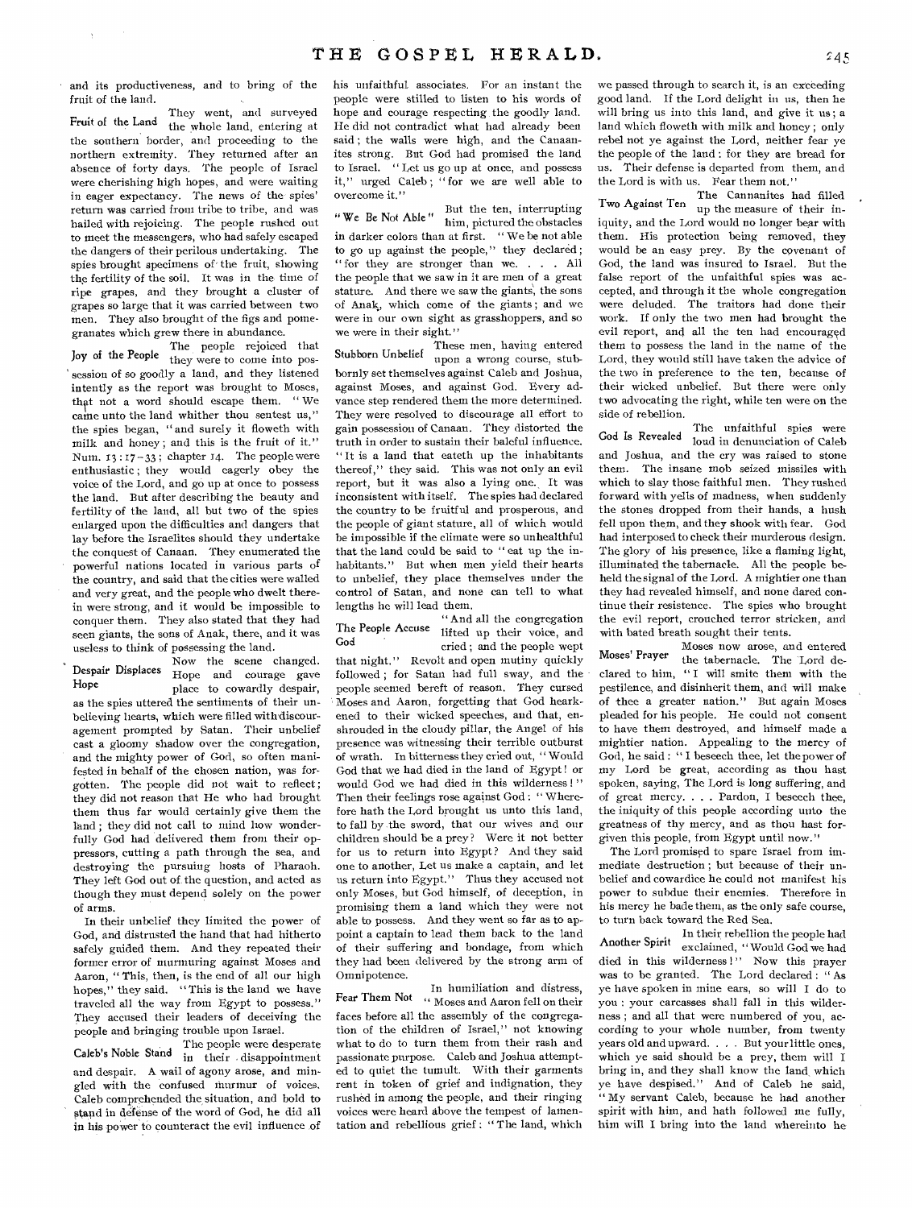and its productiveness, and to bring of the fruit of the land.

**Fruit of the Land** They went, and surveyed the whole land, entering at the southern border, and proceeding to the northern extremity. They returned after an absence of forty days. The people of Israel were cherishing high hopes, and were waiting in eager expectancy. The news of the spies' return was carried from tribe to tribe, and was hailed with rejoicing. The people rushed out to meet the messengers, who had safely escaped the dangers of their perilous undertaking. The spies brought specimens of the fruit, showing the fertility of the soil. It was in the time of ripe grapes, and they brought a cluster of grapes so large that it was carried between two men. They also brought of the figs and pomegranates which grew there in abundance.

**Joy of the People** The people rejoiced that they were to come into possession of so goodly a land, and they listened intently as the report was brought to Moses, that not a word should escape them. "We came unto the land whither thou sentest us," the spies began, "and surely it floweth with milk and honey; and this is the fruit of it." Num. 13:17-33; chapter 14. The people were enthusiastic; they would eagerly obey the voice of the Lord, and go up at once to possess the land. But after describing the beauty and fertility of the land, all but two of the spies enlarged upon the difficulties and dangers that lay before the Israelites should they undertake the conquest of Canaan. They enumerated the powerful nations located in various parts of the country, and said that the cities were walled and very great, and the people who dwelt therein were strong, and it would be impossible to conquer them. They also stated that they had seen giants, the sons of Anak, there, and it was useless to think of possessing the land.

**Despair Displaces Hope** Now the scene changed. Hope and courage gave place to cowardly despair, as the spies uttered the sentiments of their unbelieving hearts, which were filled with discouragement prompted by Satan. Their unbelief cast a gloomy shadow over the congregation, and the mighty power of God, so often manifested in behalf of the chosen nation, was forgotten. The people did not wait to reflect; they did not reason that He who had brought them thus far would certainly give them the land; they did not call to mind how wonderfully God had delivered them from their oppressors, cutting a path through the sea, and destroying the pursuing hosts of Pharaoh. They left God out of the question, and acted as though they must depend solely on the power of arms.

In their unbelief they limited the power of God, and distrusted the hand that had hitherto safely guided them. And they repeated their former error of murmuring against Moses and Aaron, "This, then, is the end of all our high hopes," they said. "This is the land we have traveled all the way from Egypt to possess." They accused their leaders of deceiving the people and bringing trouble upon Israel.

**Caleb's Noble Stand** The people were desperate in their disappointment and despair. A wail of agony arose, and mingled with the confused murmur of voices. Caleb comprehended the situation, and bold to stand in defense of the word of God, he did all in his power to counteract the evil influence of his unfaithful associates. For an instant the people were stilled to listen to his words of hope and courage respecting the goodly land. He did not contradict what had already been said; the walls were high, and the Canaanites strong. But God had promised the land to Israel. "Let us go up at once, and possess it," urged Caleb; "for we are well able to overcome it."

**"We Be Not Able"** But the ten, interrupting him, pictured the obstacles in darker colors than at first. "We be not able to go up against the people," they declared; "for they are stronger than we. . . . All the people that we saw in it are men of a great stature. And there we saw the giants, the sons of Anak, which come of the giants; and we were in our own sight as grasshoppers, and so we were in their sight."

**Stubborn Unbelief** These men, having entered upon a wrong course, stubbornly set themselves against Caleb and Joshua, against Moses, and against God. Every advance step rendered them the more determined. They were resolved to discourage all effort to gain possession of Canaan. They distorted the truth in order to sustain their baleful influence. "It is a land that eateth up the inhabitants thereof," they said. This was not only an evil report, but it was also a lying one. It was inconsistent with itself. The spies had declared the country to be fruitful and prosperous, and the people of giant stature, all of which would be impossible if the climate were so unhealthful that the land could be said to "eat up the inhabitants." But when men yield their hearts to unbelief, they place themselves under the control of Satan, and none can tell to what lengths he will lead them.

**The People Accuse God** "And all the congregation lifted up their voice, and cried; and the people wept that night." Revolt and open mutiny quickly followed; for Satan had full sway, and the people seemed bereft of reason. They cursed Moses and Aaron, forgetting that God hearkened to their wicked speeches, and that, enshrouded in the cloudy pillar, the Angel of his presence was witnessing their terrible outburst of wrath. In bitterness they cried out, "Would God that we had died in the land of Egypt! or would God we had died in this wilderness!" Then their feelings rose against God: "Wherefore hath the Lord brought us unto this land, to fall by the sword, that our wives and our children should be a prey? Were it not better for us to return into Egypt? And they said one to another, Let us make a captain, and let us return into Egypt." Thus they accused not only Moses, but God himself, of deception, in promising them a land which they were not able to possess. And they went so far as to appoint a captain to lead them back to the land of their suffering and bondage, from which they had been delivered by the strong arm of Omnipotence.

**Fear Them Not** In humiliation and distress, "Moses and Aaron fell on their faces before all the assembly of the congregation of the children of Israel," not knowing what to do to turn them from their rash and passionate purpose. Caleb and Joshua attempted to quiet the tumult. With their garments rent in token of grief and indignation, they rushed in among the people, and their ringing voices were heard above the tempest of lamentation and rebellious grief: "The land, which we passed through to search it, is an exceeding good land. If the Lord delight in us, then he will bring us into this land, and give it us; a land which floweth with milk and honey; only rebel not ye against the Lord, neither fear ye the people of the land: for they are bread for us. Their defense is departed from them, and the Lord is with us. Fear them not."

**Two Against Ten** The Cannanites had filled up the measure of their iniquity, and the Lord would no longer bear with them. His protection being removed, they would be an easy prey. By the covenant of God, the land was insured to Israel. But the false report of the unfaithful spies was accepted, and through it the whole congregation were deluded. The traitors had done their work. If only the two men had brought the evil report, and all the ten had encouraged them to possess the land in the name of the Lord, they would still have taken the advice of the two in preference to the ten, because of their wicked unbelief. But there were only two advocating the right, while ten were on the side of rebellion.

**God Is Revealed** The unfaithful spies were loud in denunciation of Caleb and Joshua, and the cry was raised to stone them. The insane mob seized missiles with which to slay those faithful men. They rushed forward with yells of madness, when suddenly the stones dropped from their hands, a hush fell upon them, and they shook with fear. God had interposed to check their murderous design. The glory of his presence, like a flaming light, illuminated the tabernacle. All the people beheld the signal of the Lord. A mightier one than they had revealed himself, and none dared continue their resistence. The spies who brought the evil report, crouched terror stricken, and with bated breath sought their tents.

**Moses' Prayer** Moses now arose, and entered the tabernacle. The Lord declared to him, "I will smite them with the pestilence, and disinherit them, and will make of thee a greater nation." But again Moses pleaded for his people. He could not consent to have them destroyed, and himself made a mightier nation. Appealing to the mercy of God, he said: "I beseech thee, let the power of my Lord be great, according as thou hast spoken, saying, The Lord is long suffering, and of great mercy. . . . Pardon, I beseech thee, the iniquity of this people according unto the greatness of thy mercy, and as thou hast forgiven this people, from Egypt until now."

The Lord promised to spare Israel from immediate destruction; but because of their unbelief and cowardice he could not manifest his power to subdue their enemies. Therefore in his mercy he bade them, as the only safe course, to turn back toward the Red Sea.

**Another Spirit** In their rebellion the people had exclaimed, "Would God we had died in this wilderness!" Now this prayer was to be granted. The Lord declared: "As ye have spoken in mine ears, so will I do to you: your carcasses shall fall in this wilderness; and all that were numbered of you, according to your whole number, from twenty years old and upward. . . . But your little ones, which ye said should be a prey, them will I bring in, and they shall know the land which ye have despised." And of Caleb he said, "My servant Caleb, because he had another spirit with him, and hath followed me fully, him will I bring into the land whereinto he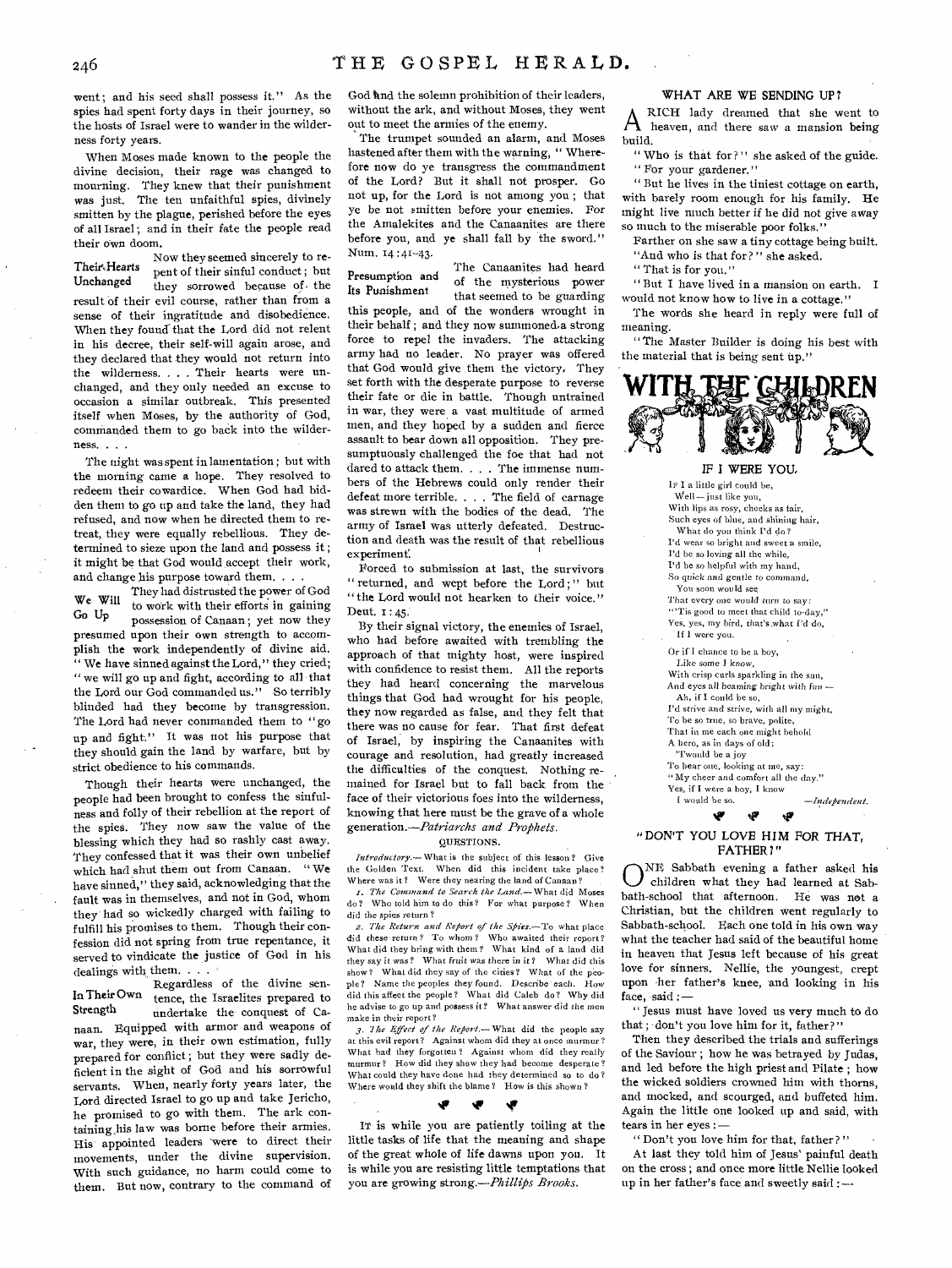went; and his seed shall possess it." As the spies had spent forty days in their journey, so the hosts of Israel were to wander in the wilderness forty years.

When Moses made known to the people the divine decision, their rage was changed to mourning. They knew that their punishment was just. The ten unfaithful spies, divinely smitten by the plague, perished before the eyes of all Israel; and in their fate the people read their own doom.

**Their Hearts Unchanged** Now they seemed sincerely to repent of their sinful conduct; but they sorrowed because of the result of their evil course, rather than from a sense of their ingratitude and disobedience. When they found that the Lord did not relent in his decree, their self-will again arose, and they declared that they would not return into the wilderness. . . . Their hearts were unchanged, and they only needed an excuse to occasion a similar outbreak. This presented itself when Moses, by the authority of God, commanded them to go back into the wilderness. . . .

The night was spent in lamentation; but with the morning came a hope. They resolved to redeem their cowardice. When God had bidden them to go up and take the land, they had refused, and now when he directed them to retreat, they were equally rebellious. They determined to sieze upon the land and possess it; it might be that God would accept their work, and change his purpose toward them. . . .

**We Will Go Up** They had distrusted the power of God to work with their efforts in gaining possession of Canaan; yet now they presumed upon their own strength to accomplish the work independently of divine aid. "We have sinned against the Lord," they cried; "we will go up and fight, according to all that the Lord our God commanded us." So terribly blinded had they become by transgression. The Lord had never commanded them to "go up and fight." It was not his purpose that they should gain the land by warfare, but by strict obedience to his commands.

Though their hearts were unchanged, the people had been brought to confess the sinfulness and folly of their rebellion at the report of the spies. They now saw the value of the blessing which they had so rashly cast away. They confessed that it was their own unbelief which had shut them out from Canaan. "We have sinned," they said, acknowledging that the fault was in themselves, and not in God, whom they had so wickedly charged with failing to fulfill his promises to them. Though their confession did not spring from true repentance, it served to vindicate the justice of God in his dealings with them. . . .

**In Their Own Strength** Regardless of the divine sentence, the Israelites prepared to undertake the conquest of Canaan. Equipped with armor and weapons of war, they were, in their own estimation, fully prepared for conflict; but they were sadly deficient in the sight of God and his sorrowful servants. When, nearly forty years later, the Lord directed Israel to go up and take Jericho, he promised to go with them. The ark containing his law was borne before their armies. His appointed leaders were to direct their movements, under the divine supervision. With such guidance, no harm could come to them. But now, contrary to the command of God and the solemn prohibition of their leaders, without the ark, and without Moses, they went out to meet the armies of the enemy.

The trumpet sounded an alarm, and Moses hastened after them with the warning, "Wherefore now do ye transgress the commandment of the Lord? But it shall not prosper. Go not up, for the Lord is not among you; that ye be not smitten before your enemies. For the Amalekites and the Canaanites are there before you, and ye shall fall by the sword." Num. 14:41-43.

**Presumption and Its Punishment** The Canaanites had heard of the mysterious power that seemed to be guarding this people, and of the wonders wrought in their behalf; and they now summoned a strong force to repel the invaders. The attacking army had no leader. No prayer was offered that God would give them the victory. They set forth with the desperate purpose to reverse their fate or die in battle. Though untrained in war, they were a vast multitude of armed men, and they hoped by a sudden and fierce assault to bear down all opposition. They presumptuously challenged the foe that had not dared to attack them. . . . The immense numbers of the Hebrews could only render their defeat more terrible. . . . The field of carnage was strewn with the bodies of the dead. The army of Israel was utterly defeated. Destruction and death was the result of that rebellious experiment.

Forced to submission at last, the survivors "returned, and wept before the Lord;" but "the Lord would not hearken to their voice." Deut. 1:45.

By their signal victory, the enemies of Israel, who had before awaited with trembling the approach of that mighty host, were inspired with confidence to resist them. All the reports they had heard concerning the marvelous things that God had wrought for his people, they now regarded as false, and they felt that there was no cause for fear. That first defeat of Israel, by inspiring the Canaanites with courage and resolution, had greatly increased the difficulties of the conquest. Nothing remained for Israel but to fall back from the face of their victorious foes into the wilderness, knowing that there must be the grave of a whole generation.—*Patriarchs and Prophets.*

QUESTIONS.

*Introductory.*—What is the subject of this lesson? Give the Golden Text. When did this incident take place? Where was it? Were they nearing the land of Canaan?

1. *The Command to Search the Land.*—What did Moses do? Who told him to do this? For what purpose? When did the spies return?

2. *The Return and Report of the Spies.*—To what place did these return? To whom? Who awaited their report? What did they bring with them? What kind of a land did they say it was? What fruit was there in it? What did this show? What did they say of the cities? What of the people? Name the peoples they found. Describe each. How did this affect the people? What did Caleb do? Why did he advise to go up and possess it? What answer did the men make in their report?

3. *The Effect of the Report.*—What did the people say at this evil report? Against whom did they at once murmur? What had they forgotten? Against whom did they really murmur? How did they show they had become desperate? What could they have done had they determined so to do? Where would they shift the blame? How is this shown?

IT is while you are patiently toiling at the little tasks of life that the meaning and shape of the great whole of life dawns upon you. It is while you are resisting little temptations that you are growing strong.—*Phillips Brooks.*

### WHAT ARE WE SENDING UP?

A RICH lady dreamed that she went to heaven, and there saw a mansion being build.

"Who is that for?" she asked of the guide.

"For your gardener."

"But he lives in the tiniest cottage on earth, with barely room enough for his family. He might live much better if he did not give away so much to the miserable poor folks."

Farther on she saw a tiny cottage being built.

"And who is that for?" she asked.

"That is for you."

"But I have lived in a mansion on earth. I would not know how to live in a cottage."

The words she heard in reply were full of meaning.

"The Master Builder is doing his best with the material that is being sent up."

## WITH THE CHILDREN

### IF I WERE YOU

IF I a little girl could be,
  Well—just like you,
With lips as rosy, cheeks as fair,
Such eyes of blue, and shining hair,
  What do you think I'd do?
I'd wear so bright and sweet a smile,
I'd be so loving all the while,
I'd be so helpful with my hand,
So quick and gentle to command,
  You soon would see
That every one would turn to say:
"'Tis good to meet that child to-day,"
Yes, yes, my bird, that's what I'd do,
  If I were you.

Or if I chance to be a boy,
  Like some I know,
With crisp curls sparkling in the sun,
And eyes all beaming bright with fun—
  Ah, if I could be so,
I'd strive and strive, with all my might,
To be so true, so brave, polite,
That in me each one might behold
A hero, as in days of old;
  'Twould be a joy
To hear one, looking at me, say:
"My cheer and comfort all the day."
Yes, if I were a boy, I know
  I would be so. —*Independent.*

### "DON'T YOU LOVE HIM FOR THAT, FATHER?"

ONE Sabbath evening a father asked his children what they had learned at Sabbath-school that afternoon. He was not a Christian, but the children went regularly to Sabbath-school. Each one told in his own way what the teacher had said of the beautiful home in heaven that Jesus left because of his great love for sinners. Nellie, the youngest, crept upon her father's knee, and looking in his face, said:—

"Jesus must have loved us very much to do that; don't you love him for it, father?"

Then they described the trials and sufferings of the Saviour; how he was betrayed by Judas, and led before the high priest and Pilate; how the wicked soldiers crowned him with thorns, and mocked, and scourged, and buffeted him. Again the little one looked up and said, with tears in her eyes:—

"Don't you love him for that, father?"

At last they told him of Jesus' painful death on the cross; and once more little Nellie looked up in her father's face and sweetly said:—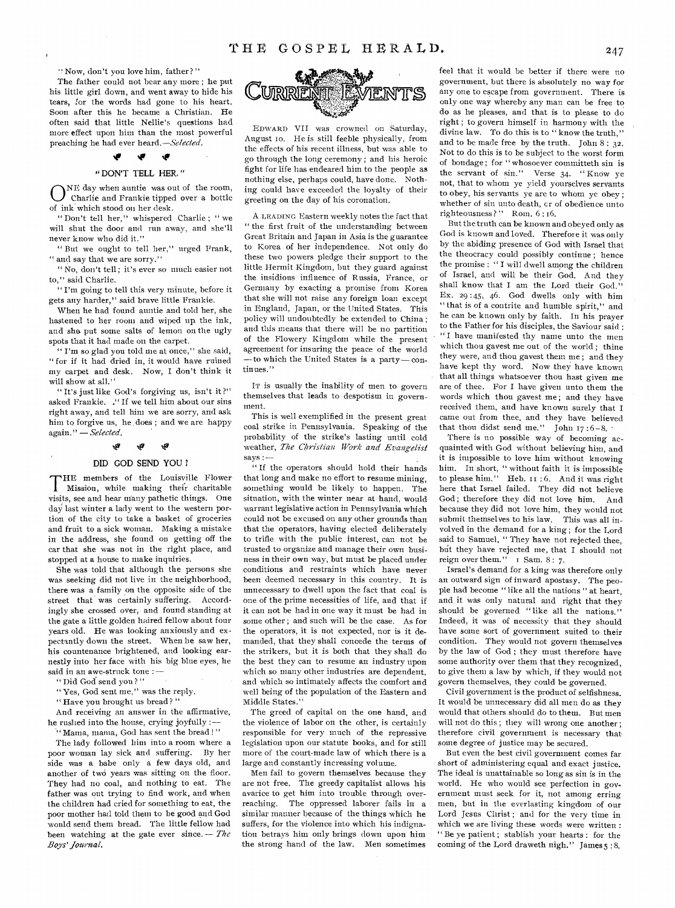"Now, don't you love him, father?"

The father could not bear any more; he put his little girl down, and went away to hide his tears, for the words had gone to his heart. Soon after this he became a Christian. He often said that little Nellie's questions had more effect upon him than the most powerful preaching he had ever heard.—*Selected.*

### "DON'T TELL HER."

ONE day when auntie was out of the room, Charlie and Frankie tipped over a bottle of ink which stood on her desk.

"Don't tell her," whispered Charlie; "we will shut the door and run away, and she'll never know who did it."

"But we ought to tell her," urged Frank, "and say that we are sorry."

"No, don't tell; it's ever so much easier not to," said Charlie.

"I'm going to tell this very minute, before it gets any harder," said brave little Frankie.

When he had found auntie and told her, she hastened to her room and wiped up the ink, and she put some salts of lemon on the ugly spots that it had made on the carpet.

"I'm so glad you told me at once," she said, "for if it had dried in, it would have ruined my carpet and desk. Now, I don't think it will show at all."

"It's just like God's forgiving us, isn't it?" asked Frankie. "If we tell him about our sins right away, and tell him we are sorry, and ask him to forgive us, he does; and we are happy again." — *Selected.*

### DID GOD SEND YOU?

THE members of the Louisville Flower Mission, while making their charitable visits, see and hear many pathetic things. One day last winter a lady went to the western portion of the city to take a basket of groceries and fruit to a sick woman. Making a mistake in the address, she found on getting off the car that she was not in the right place, and stopped at a house to make inquiries.

She was told that although the persons she was seeking did not live in the neighborhood, there was a family on the opposite side of the street that was certainly suffering. Accordingly she crossed over, and found standing at the gate a little golden haired fellow about four years old. He was looking anxiously and expectantly down the street. When he saw her, his countenance brightened, and looking earnestly into her face with his big blue eyes, he said in an awe-struck tone:—

"Did God send you?"

"Yes, God sent me," was the reply.

"Have you brought us bread?"

And receiving an answer in the affirmative, he rushed into the house, crying joyfully:—

"Mama, mama, God has sent the bread!"

The lady followed him into a room where a poor woman lay sick and suffering. By her side was a babe only a few days old, and another of two years was sitting on the floor. They had no coal, and nothing to eat. The father was out trying to find work, and when the children had cried for something to eat, the poor mother had told them to be good and God would send them bread. The little fellow had been watching at the gate ever since.— *The Boys' Journal.*

## CURRENT EVENTS

EDWARD VII was crowned on Saturday, August 10. He is still feeble physically, from the effects of his recent illness, but was able to go through the long ceremony; and his heroic fight for life has endeared him to the people as nothing else, perhaps could, have done. Nothing could have exceeded the loyalty of their greeting on the day of his coronation.

A LEADING Eastern weekly notes the fact that "the first fruit of the understanding between Great Britain and Japan in Asia is the guarantee to Korea of her independence. Not only do these two powers pledge their support to the little Hermit Kingdom, but they guard against the insidious influence of Russia, France, or Germany by exacting a promise from Korea that she will not raise any foreign loan except in England, Japan, or the United States. This policy will undoubtedly be extended to China; and this means that there will be no partition of the Flowery Kingdom while the present agreement for insuring the peace of the world —to which the United States is a party—continues."

IT is usually the inability of men to govern themselves that leads to despotism in government.

This is well exemplified in the present great coal strike in Pennsylvania. Speaking of the probability of the strike's lasting until cold weather, *The Christian Work and Evangelist* says:—

"If the operators should hold their hands that long and make no effort to resume mining, something would be likely to happen. The situation, with the winter near at hand, would warrant legislative action in Pennsylvania which could not be excused on any other grounds than that the operators, having elected deliberately to trifle with the public interest, can not be trusted to organize and manage their own business in their own way, but must be placed under conditions and restraints which have never been deemed necessary in this country. It is unnecessary to dwell upon the fact that coal is one of the prime necessities of life, and that if it can not be had in one way it must be had in some other; and such will be the case. As for the operators, it is not expected, nor is it demanded, that they shall concede the terms of the strikers, but it is both that they shall do the best they can to resume an industry upon which so many other industries are dependent, and which so intimately affects the comfort and well being of the population of the Eastern and Middle States."

The greed of capital on the one hand, and the violence of labor on the other, is certainly responsible for very much of the repressive legislation upon our statute books, and for still more of the court-made law of which there is a large and constantly increasing volume.

Men fail to govern themselves because they are not free. The greedy capitalist allows his avarice to get him into trouble through overreaching. The oppressed laborer fails in a similar manner because of the things which he suffers, for the violence into which his indignation betrays him only brings down upon him the strong hand of the law. Men sometimes feel that it would be better if there were no government, but there is absolutely no way for any one to escape from government. There is only one way whereby any man can be free to do as he pleases, and that is to please to do right; to govern himself in harmony with the divine law. To do this is to "know the truth," and to be made free by the truth. John 8: 32. Not to do this is to be subject to the worst form of bondage; for "whosoever committeth sin is the servant of sin." Verse 34. "Know ye not, that to whom ye yield yourselves servants to obey, his servants ye are to whom ye obey; whether of sin unto death, or of obedience unto righteousness?" Rom. 6: 16.

But the truth can be known and obeyed only as God is known and loved. Therefore it was only by the abiding presence of God with Israel that the theocracy could possibly continue; hence the promise: "I will dwell among the children of Israel, and will be their God. And they shall know that I am the Lord their God." Ex. 29: 45, 46. God dwells only with him "that is of a contrite and humble spirit," and he can be known only by faith. In his prayer to the Father for his disciples, the Saviour said: "I have manifested thy name unto the men which thou gavest me out of the world; thine they were, and thou gavest them me; and they have kept thy word. Now they have known that all things whatsoever thou hast given me are of thee. For I have given unto them the words which thou gavest me; and they have received them, and have known surely that I came out from thee, and they have believed that thou didst send me." John 17: 6-8.

There is no possible way of becoming acquainted with God without believing him, and it is impossible to love him without knowing him. In short, "without faith it is impossible to please him." Heb. 11: 6. And it was right here that Israel failed. They did not believe God; therefore they did not love him. And because they did not love him, they would not submit themselves to his law. This was all involved in the demand for a king; for the Lord said to Samuel, "They have not rejected thee, but they have rejected me, that I should not reign over them." 1 Sam. 8: 7.

Israel's demand for a king was therefore only an outward sign of inward apostasy. The people had become "like all the nations" at heart, and it was only natural and right that they should be governed "like all the nations." Indeed, it was of necessity that they should have some sort of government suited to their condition. They would not govern themselves by the law of God; they must therefore have some authority over them that they recognized, to give them a law by which, if they would not govern themselves, they could be governed.

Civil government is the product of selfishness. It would be unnecessary did all men do as they would that others should do to them. But men will not do this; they will wrong one another; therefore civil government is necessary that some degree of justice may be secured.

But even the best civil government comes far short of administering equal and exact justice. The ideal is unattainable so long as sin is in the world. He who would see perfection in government must seek for it, not among erring men, but in the everlasting kingdom of our Lord Jesus Christ; and for the very time in which we are living these words were written: "Be ye patient; stablish your hearts: for the coming of the Lord draweth nigh." James 5: 8.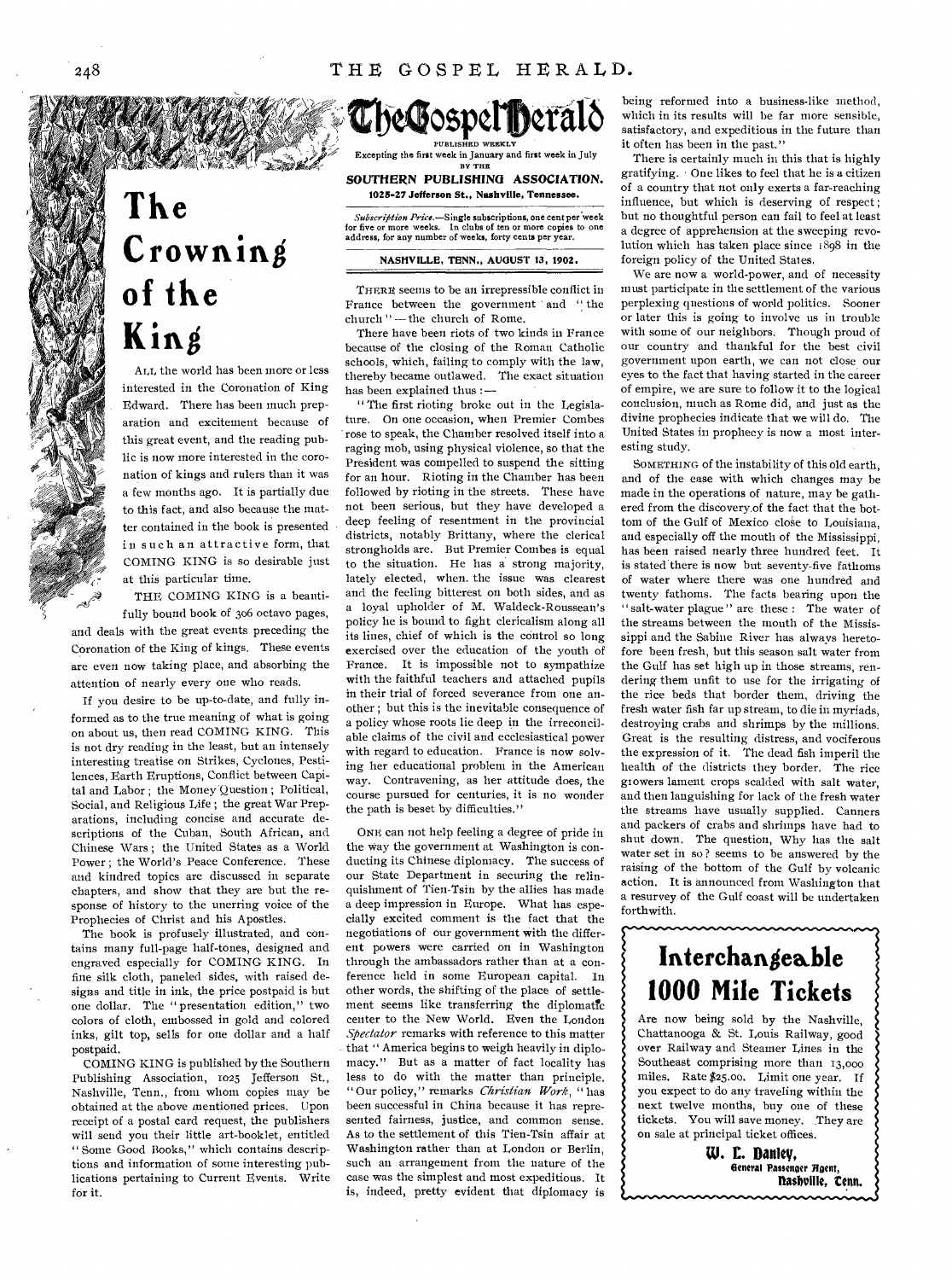# The Crowning of the King

ALL the world has been more or less interested in the Coronation of King Edward. There has been much preparation and excitement because of this great event, and the reading public is now more interested in the coronation of kings and rulers than it was a few months ago. It is partially due to this fact, and also because the matter contained in the book is presented in such an attractive form, that COMING KING is so desirable just at this particular time.

THE COMING KING is a beautifully bound book of 306 octavo pages, and deals with the great events preceding the Coronation of the King of kings. These events are even now taking place, and absorbing the attention of nearly every one who reads.

If you desire to be up-to-date, and fully informed as to the true meaning of what is going on about us, then read COMING KING. This is not dry reading in the least, but an intensely interesting treatise on Strikes, Cyclones, Pestilences, Earth Eruptions, Conflict between Capital and Labor; the Money Question; Political, Social, and Religious Life; the great War Preparations, including concise and accurate descriptions of the Cuban, South African, and Chinese Wars; the United States as a World Power; the World's Peace Conference. These and kindred topics are discussed in separate chapters, and show that they are but the response of history to the unerring voice of the Prophecies of Christ and his Apostles.

The book is profusely illustrated, and contains many full-page half-tones, designed and engraved especially for COMING KING. In fine silk cloth, paneled sides, with raised designs and title in ink, the price postpaid is but one dollar. The "presentation edition," two colors of cloth, embossed in gold and colored inks, gilt top, sells for one dollar and a half postpaid.

COMING KING is published by the Southern Publishing Association, 1025 Jefferson St., Nashville, Tenn., from whom copies may be obtained at the above mentioned prices. Upon receipt of a postal card request, the publishers will send you their little art-booklet, entitled "Some Good Books," which contains descriptions and information of some interesting publications pertaining to Current Events. Write for it.

# The Gospel Herald

PUBLISHED WEEKLY
Excepting the first week in January and first week in July
BY THE
**SOUTHERN PUBLISHING ASSOCIATION.**
**1025-27 Jefferson St., Nashville, Tennessee.**

*Subscription Price.*—Single subscriptions, one cent per week for five or more weeks. In clubs of ten or more copies to one address, for any number of weeks, forty cents per year.

**NASHVILLE, TENN., AUGUST 13, 1902.**

THERE seems to be an irrepressible conflict in France between the government and "the church"—the church of Rome.

There have been riots of two kinds in France because of the closing of the Roman Catholic schools, which, failing to comply with the law, thereby became outlawed. The exact situation has been explained thus:—

"The first rioting broke out in the Legislature. On one occasion, when Premier Combes rose to speak, the Chamber resolved itself into a raging mob, using physical violence, so that the President was compelled to suspend the sitting for an hour. Rioting in the Chamber has been followed by rioting in the streets. These have not been serious, but they have developed a deep feeling of resentment in the provincial districts, notably Brittany, where the clerical strongholds are. But Premier Combes is equal to the situation. He has a strong majority, lately elected, when the issue was clearest and the feeling bitterest on both sides, and as a loyal upholder of M. Waldeck-Rousseau's policy he is bound to fight clericalism along all its lines, chief of which is the control so long exercised over the education of the youth of France. It is impossible not to sympathize with the faithful teachers and attached pupils in their trial of forced severance from one another; but this is the inevitable consequence of a policy whose roots lie deep in the irreconcilable claims of the civil and ecclesiastical power with regard to education. France is now solving her educational problem in the American way. Contravening, as her attitude does, the course pursued for centuries, it is no wonder the path is beset by difficulties."

ONE can not help feeling a degree of pride in the way the government at Washington is conducting its Chinese diplomacy. The success of our State Department in securing the relinquishment of Tien-Tsin by the allies has made a deep impression in Europe. What has especially excited comment is the fact that the negotiations of our government with the different powers were carried on in Washington through the ambassadors rather than at a conference held in some European capital. In other words, the shifting of the place of settlement seems like transferring the diplomatic center to the New World. Even the London *Spectator* remarks with reference to this matter that "America begins to weigh heavily in diplomacy." But as a matter of fact locality has less to do with the matter than principle. "Our policy," remarks *Christian Work*, "has been successful in China because it has represented fairness, justice, and common sense. As to the settlement of this Tien-Tsin affair at Washington rather than at London or Berlin, such an arrangement from the nature of the case was the simplest and most expeditious. It is, indeed, pretty evident that diplomacy is being reformed into a business-like method, which in its results will be far more sensible, satisfactory, and expeditious in the future than it often has been in the past."

There is certainly much in this that is highly gratifying. One likes to feel that he is a citizen of a country that not only exerts a far-reaching influence, but which is deserving of respect; but no thoughtful person can fail to feel at least a degree of apprehension at the sweeping revolution which has taken place since 1898 in the foreign policy of the United States.

We are now a world-power, and of necessity must participate in the settlement of the various perplexing questions of world politics. Sooner or later this is going to involve us in trouble with some of our neighbors. Though proud of our country and thankful for the best civil government upon earth, we can not close our eyes to the fact that having started in the career of empire, we are sure to follow it to the logical conclusion, much as Rome did, and just as the divine prophecies indicate that we will do. The United States in prophecy is now a most interesting study.

SOMETHING of the instability of this old earth, and of the ease with which changes may be made in the operations of nature, may be gathered from the discovery of the fact that the bottom of the Gulf of Mexico close to Louisiana, and especially off the mouth of the Mississippi, has been raised nearly three hundred feet. It is stated there is now but seventy-five fathoms of water where there was one hundred and twenty fathoms. The facts bearing upon the "salt-water plague" are these: The water of the streams between the mouth of the Mississippi and the Sabine River has always heretofore been fresh, but this season salt water from the Gulf has set high up in those streams, rendering them unfit to use for the irrigating of the rice beds that border them, driving the fresh water fish far up stream, to die in myriads, destroying crabs and shrimps by the millions. Great is the resulting distress, and vociferous the expression of it. The dead fish imperil the health of the districts they border. The rice growers lament crops scalded with salt water, and then languishing for lack of the fresh water the streams have usually supplied. Canners and packers of crabs and shrimps have had to shut down. The question, Why has the salt water set in so? seems to be answered by the raising of the bottom of the Gulf by volcanic action. It is announced from Washington that a resurvey of the Gulf coast will be undertaken forthwith.

## Interchangeable 1000 Mile Tickets

Are now being sold by the Nashville, Chattanooga & St. Louis Railway, good over Railway and Steamer Lines in the Southeast comprising more than 13,000 miles. Rate $25.00. Limit one year. If you expect to do any traveling within the next twelve months, buy one of these tickets. You will save money. They are on sale at principal ticket offices.

**W. L. Danley,**
General Passenger Agent,
**Nashville, Tenn.**